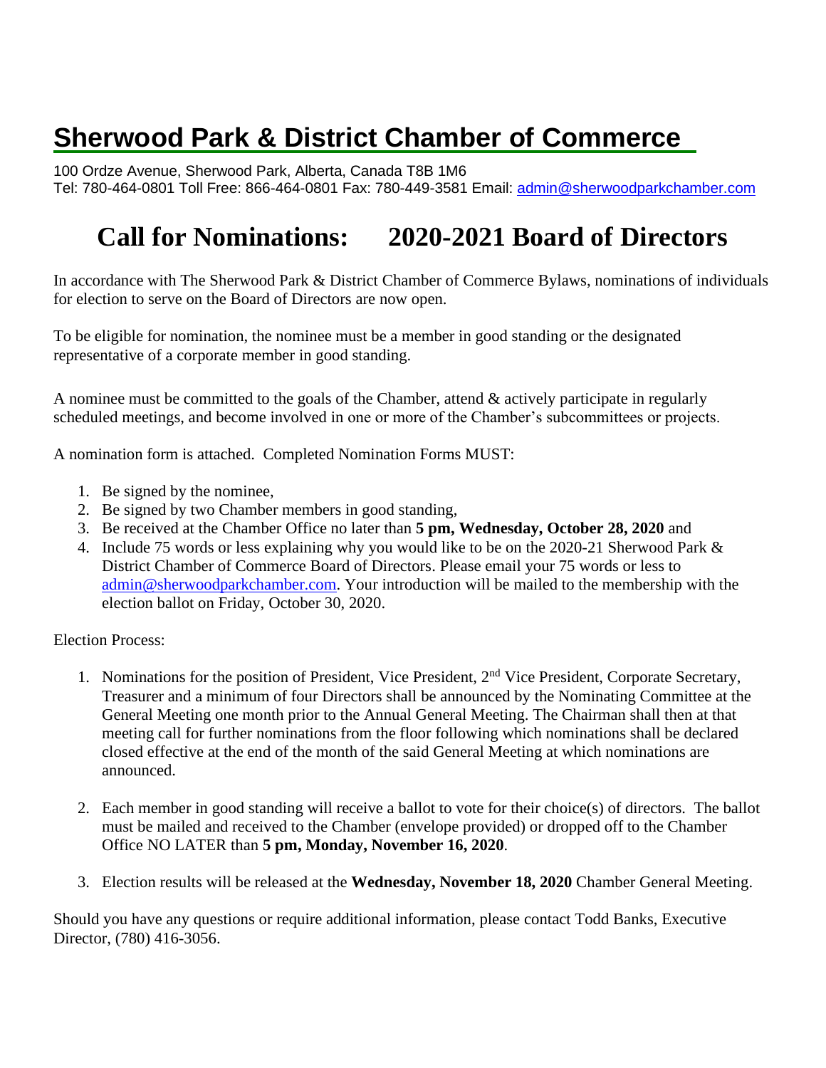# Sherwood Park & District Chamber of Commerce

100 Ordze Avenue, Sherwood Park, Alberta, Canada T8B 1M6
Tel: 780-464-0801 Toll Free: 866-464-0801 Fax: 780-449-3581 Email: admin@sherwoodparkchamber.com

## Call for Nominations: 2020-2021 Board of Directors

In accordance with The Sherwood Park & District Chamber of Commerce Bylaws, nominations of individuals for election to serve on the Board of Directors are now open.

To be eligible for nomination, the nominee must be a member in good standing or the designated representative of a corporate member in good standing.

A nominee must be committed to the goals of the Chamber, attend & actively participate in regularly scheduled meetings, and become involved in one or more of the Chamber's subcommittees or projects.

A nomination form is attached. Completed Nomination Forms MUST:

1. Be signed by the nominee,
2. Be signed by two Chamber members in good standing,
3. Be received at the Chamber Office no later than **5 pm, Wednesday, October 28, 2020** and
4. Include 75 words or less explaining why you would like to be on the 2020-21 Sherwood Park & District Chamber of Commerce Board of Directors. Please email your 75 words or less to admin@sherwoodparkchamber.com. Your introduction will be mailed to the membership with the election ballot on Friday, October 30, 2020.

Election Process:

1. Nominations for the position of President, Vice President, 2nd Vice President, Corporate Secretary, Treasurer and a minimum of four Directors shall be announced by the Nominating Committee at the General Meeting one month prior to the Annual General Meeting. The Chairman shall then at that meeting call for further nominations from the floor following which nominations shall be declared closed effective at the end of the month of the said General Meeting at which nominations are announced.

2. Each member in good standing will receive a ballot to vote for their choice(s) of directors. The ballot must be mailed and received to the Chamber (envelope provided) or dropped off to the Chamber Office NO LATER than **5 pm, Monday, November 16, 2020**.

3. Election results will be released at the **Wednesday, November 18, 2020** Chamber General Meeting.

Should you have any questions or require additional information, please contact Todd Banks, Executive Director, (780) 416-3056.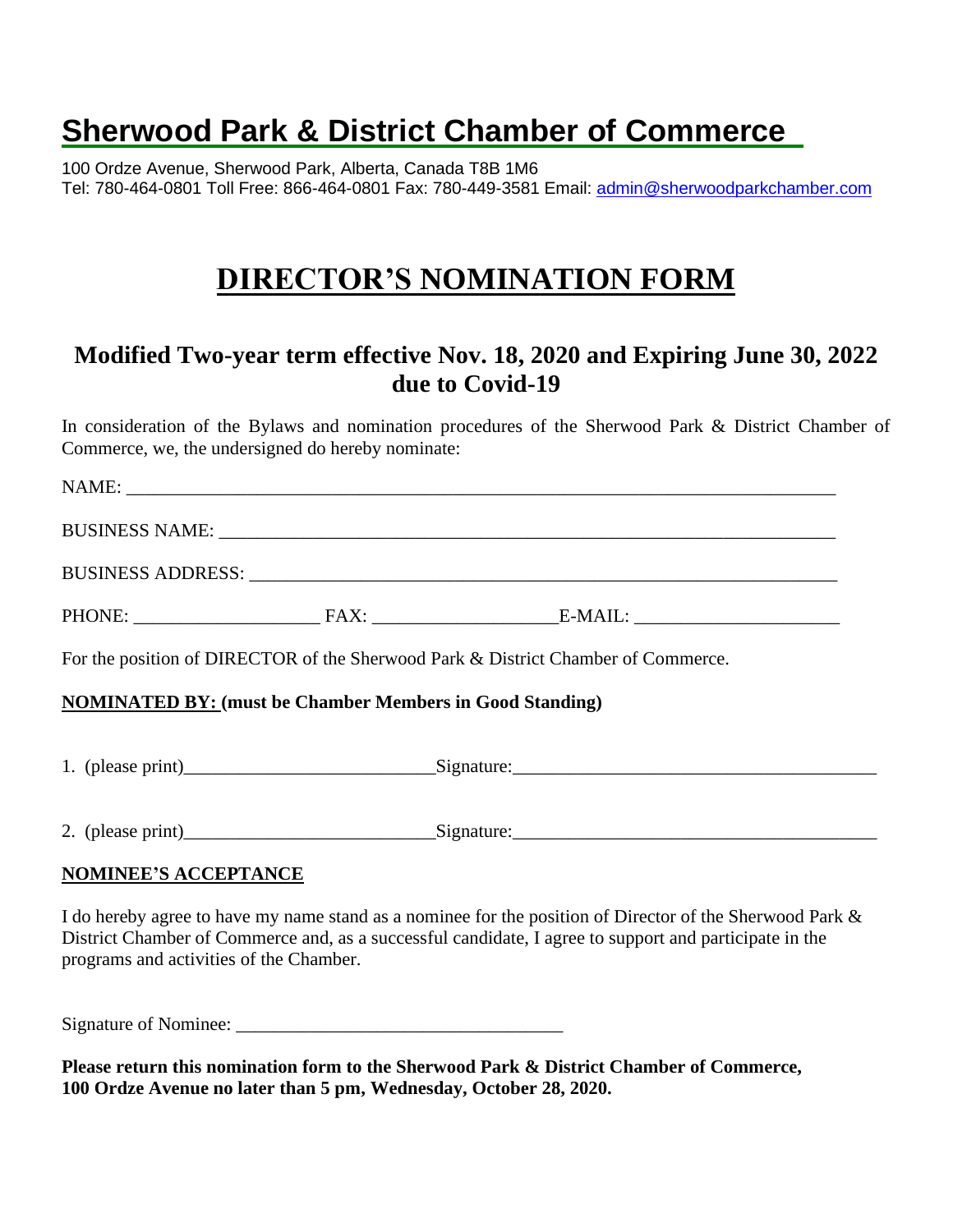# Sherwood Park & District Chamber of Commerce

100 Ordze Avenue, Sherwood Park, Alberta, Canada T8B 1M6
Tel: 780-464-0801 Toll Free: 866-464-0801 Fax: 780-449-3581 Email: admin@sherwoodparkchamber.com

# DIRECTOR'S NOMINATION FORM

## Modified Two-year term effective Nov. 18, 2020 and Expiring June 30, 2022 due to Covid-19

In consideration of the Bylaws and nomination procedures of the Sherwood Park & District Chamber of Commerce, we, the undersigned do hereby nominate:

NAME: ______________________________________________________________________________

BUSINESS NAME: ____________________________________________________________________

BUSINESS ADDRESS: _________________________________________________________________

PHONE: ____________________ FAX: ____________________E-MAIL: ______________________

For the position of DIRECTOR of the Sherwood Park & District Chamber of Commerce.

**NOMINATED BY: (must be Chamber Members in Good Standing)**

1. (please print)___________________________Signature:_______________________________________

2. (please print)___________________________Signature:_______________________________________

**NOMINEE'S ACCEPTANCE**

I do hereby agree to have my name stand as a nominee for the position of Director of the Sherwood Park & District Chamber of Commerce and, as a successful candidate, I agree to support and participate in the programs and activities of the Chamber.

Signature of Nominee: ___________________________________

**Please return this nomination form to the Sherwood Park & District Chamber of Commerce, 100 Ordze Avenue no later than 5 pm, Wednesday, October 28, 2020.**